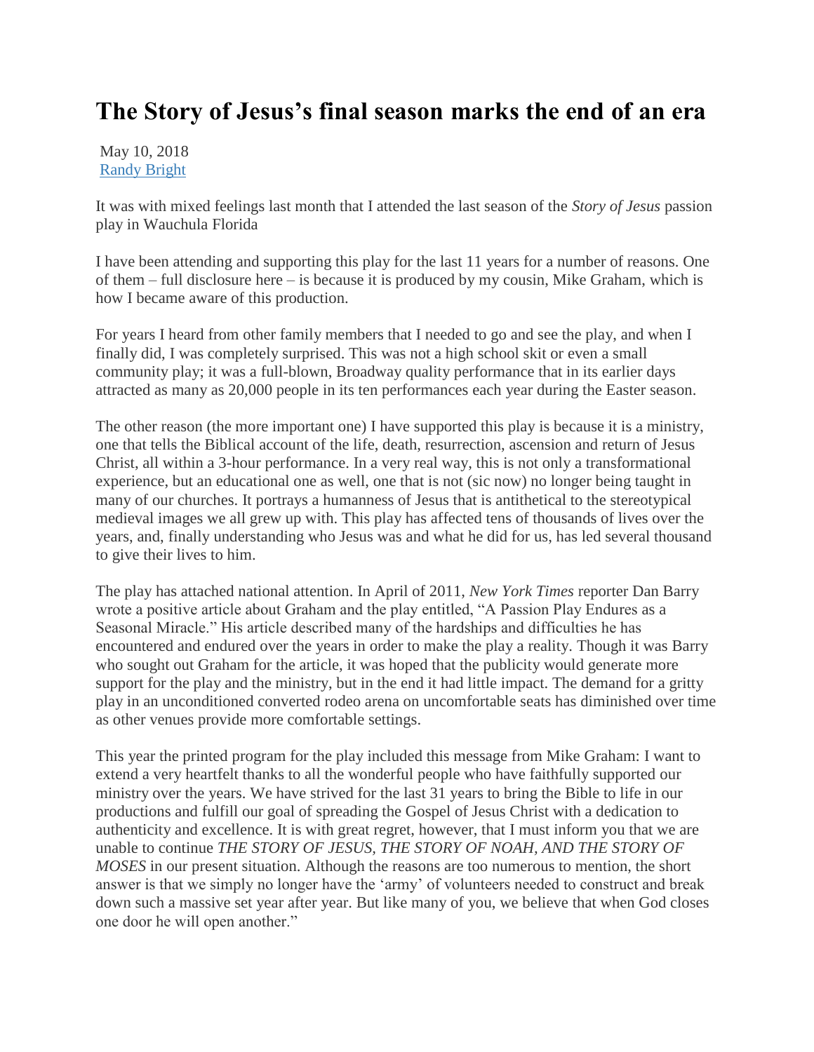# The Story of Jesus's final season marks the end of an era

May 10, 2018
[Randy Bright]

It was with mixed feelings last month that I attended the last season of the *Story of Jesus* passion play in Wauchula Florida

I have been attending and supporting this play for the last 11 years for a number of reasons. One of them – full disclosure here – is because it is produced by my cousin, Mike Graham, which is how I became aware of this production.

For years I heard from other family members that I needed to go and see the play, and when I finally did, I was completely surprised. This was not a high school skit or even a small community play; it was a full-blown, Broadway quality performance that in its earlier days attracted as many as 20,000 people in its ten performances each year during the Easter season.

The other reason (the more important one) I have supported this play is because it is a ministry, one that tells the Biblical account of the life, death, resurrection, ascension and return of Jesus Christ, all within a 3-hour performance. In a very real way, this is not only a transformational experience, but an educational one as well, one that is not (sic now) no longer being taught in many of our churches. It portrays a humanness of Jesus that is antithetical to the stereotypical medieval images we all grew up with. This play has affected tens of thousands of lives over the years, and, finally understanding who Jesus was and what he did for us, has led several thousand to give their lives to him.

The play has attached national attention. In April of 2011, *New York Times* reporter Dan Barry wrote a positive article about Graham and the play entitled, "A Passion Play Endures as a Seasonal Miracle." His article described many of the hardships and difficulties he has encountered and endured over the years in order to make the play a reality. Though it was Barry who sought out Graham for the article, it was hoped that the publicity would generate more support for the play and the ministry, but in the end it had little impact. The demand for a gritty play in an unconditioned converted rodeo arena on uncomfortable seats has diminished over time as other venues provide more comfortable settings.

This year the printed program for the play included this message from Mike Graham: I want to extend a very heartfelt thanks to all the wonderful people who have faithfully supported our ministry over the years. We have strived for the last 31 years to bring the Bible to life in our productions and fulfill our goal of spreading the Gospel of Jesus Christ with a dedication to authenticity and excellence. It is with great regret, however, that I must inform you that we are unable to continue *THE STORY OF JESUS, THE STORY OF NOAH, AND THE STORY OF MOSES* in our present situation. Although the reasons are too numerous to mention, the short answer is that we simply no longer have the 'army' of volunteers needed to construct and break down such a massive set year after year. But like many of you, we believe that when God closes one door he will open another."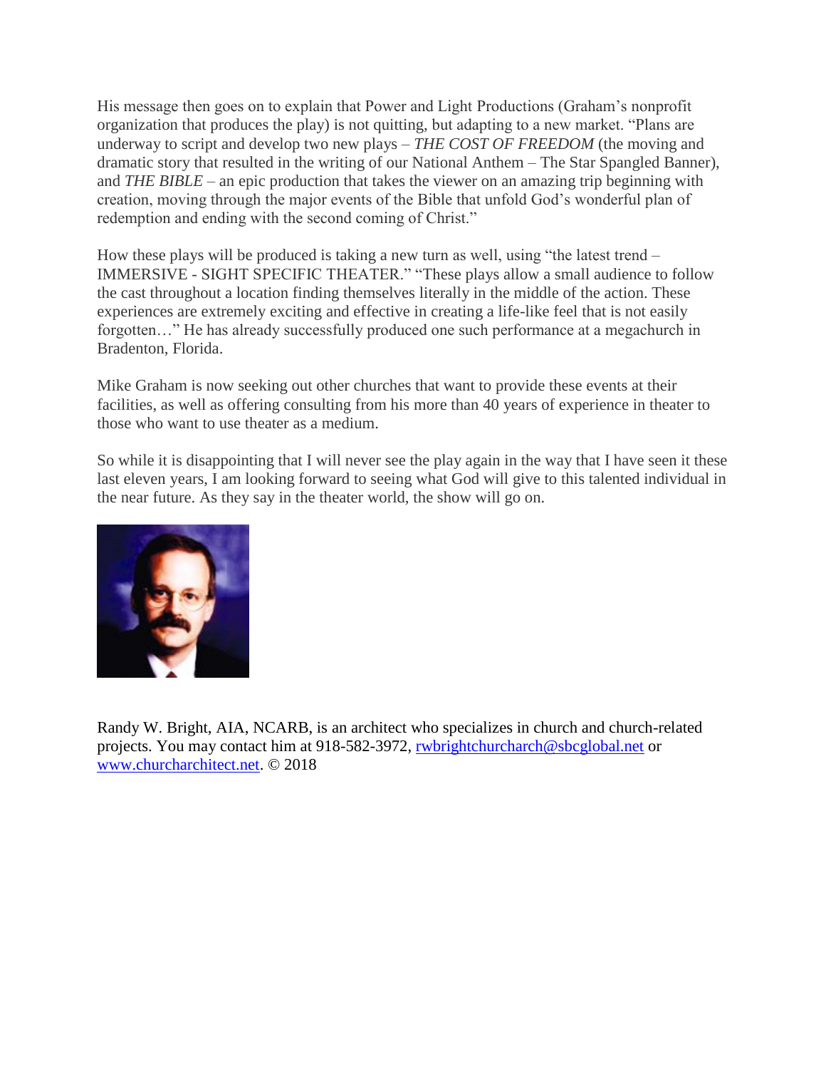His message then goes on to explain that Power and Light Productions (Graham's nonprofit organization that produces the play) is not quitting, but adapting to a new market. "Plans are underway to script and develop two new plays – *THE COST OF FREEDOM* (the moving and dramatic story that resulted in the writing of our National Anthem – The Star Spangled Banner), and *THE BIBLE* – an epic production that takes the viewer on an amazing trip beginning with creation, moving through the major events of the Bible that unfold God's wonderful plan of redemption and ending with the second coming of Christ."

How these plays will be produced is taking a new turn as well, using "the latest trend – IMMERSIVE - SIGHT SPECIFIC THEATER." "These plays allow a small audience to follow the cast throughout a location finding themselves literally in the middle of the action. These experiences are extremely exciting and effective in creating a life-like feel that is not easily forgotten…" He has already successfully produced one such performance at a megachurch in Bradenton, Florida.

Mike Graham is now seeking out other churches that want to provide these events at their facilities, as well as offering consulting from his more than 40 years of experience in theater to those who want to use theater as a medium.

So while it is disappointing that I will never see the play again in the way that I have seen it these last eleven years, I am looking forward to seeing what God will give to this talented individual in the near future. As they say in the theater world, the show will go on.

Randy W. Bright, AIA, NCARB, is an architect who specializes in church and church-related projects. You may contact him at 918-582-3972, rwbrightchurcharch@sbcglobal.net or www.churcharchitect.net. © 2018